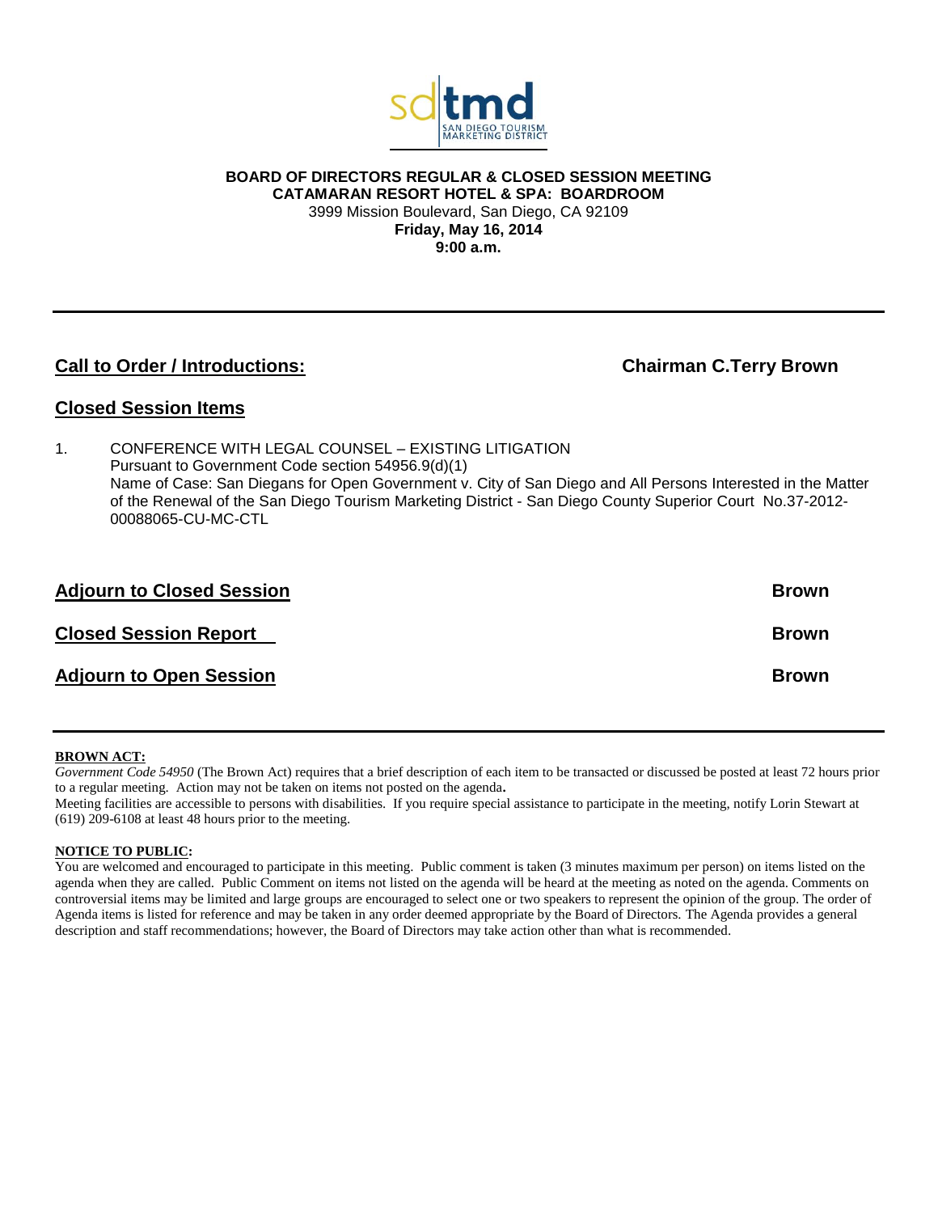sdtmd SAN DIEGO TOURISM MARKETING DISTRICT

**BOARD OF DIRECTORS REGULAR & CLOSED SESSION MEETING**
**CATAMARAN RESORT HOTEL & SPA: BOARDROOM**
3999 Mission Boulevard, San Diego, CA 92109
**Friday, May 16, 2014**
**9:00 a.m.**

---

## Call to Order / Introductions: — Chairman C.Terry Brown

## Closed Session Items

1. CONFERENCE WITH LEGAL COUNSEL – EXISTING LITIGATION
   Pursuant to Government Code section 54956.9(d)(1)
   Name of Case: San Diegans for Open Government v. City of San Diego and All Persons Interested in the Matter of the Renewal of the San Diego Tourism Marketing District - San Diego County Superior Court No.37-2012-00088065-CU-MC-CTL

## Adjourn to Closed Session — Brown

## Closed Session Report — Brown

## Adjourn to Open Session — Brown

---

**BROWN ACT:**
*Government Code 54950* (The Brown Act) requires that a brief description of each item to be transacted or discussed be posted at least 72 hours prior to a regular meeting. Action may not be taken on items not posted on the agenda**.**
Meeting facilities are accessible to persons with disabilities. If you require special assistance to participate in the meeting, notify Lorin Stewart at (619) 209-6108 at least 48 hours prior to the meeting.

**NOTICE TO PUBLIC:**
You are welcomed and encouraged to participate in this meeting. Public comment is taken (3 minutes maximum per person) on items listed on the agenda when they are called. Public Comment on items not listed on the agenda will be heard at the meeting as noted on the agenda. Comments on controversial items may be limited and large groups are encouraged to select one or two speakers to represent the opinion of the group. The order of Agenda items is listed for reference and may be taken in any order deemed appropriate by the Board of Directors. The Agenda provides a general description and staff recommendations; however, the Board of Directors may take action other than what is recommended.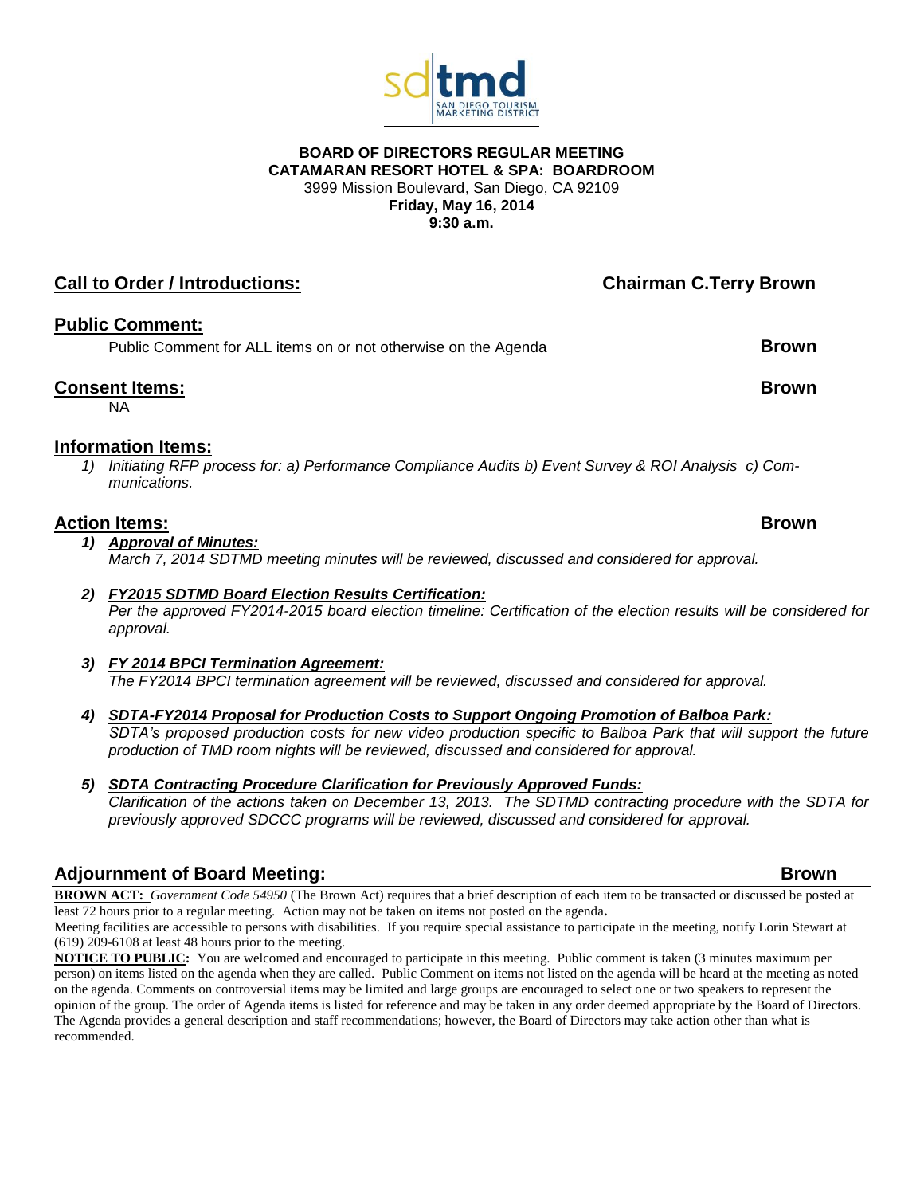**BOARD OF DIRECTORS REGULAR MEETING**
**CATAMARAN RESORT HOTEL & SPA: BOARDROOM**
3999 Mission Boulevard, San Diego, CA 92109
**Friday, May 16, 2014**
**9:30 a.m.**

## Call to Order / Introductions: Chairman C.Terry Brown

## Public Comment:

Public Comment for ALL items on or not otherwise on the Agenda **Brown**

## Consent Items: Brown

NA

## Information Items:

1) *Initiating RFP process for: a) Performance Compliance Audits b) Event Survey & ROI Analysis c) Communications.*

## Action Items: Brown

1) ***Approval of Minutes:***
   *March 7, 2014 SDTMD meeting minutes will be reviewed, discussed and considered for approval.*

2) ***FY2015 SDTMD Board Election Results Certification:***
   *Per the approved FY2014-2015 board election timeline: Certification of the election results will be considered for approval.*

3) ***FY 2014 BPCI Termination Agreement:***
   *The FY2014 BPCI termination agreement will be reviewed, discussed and considered for approval.*

4) ***SDTA-FY2014 Proposal for Production Costs to Support Ongoing Promotion of Balboa Park:***
   *SDTA's proposed production costs for new video production specific to Balboa Park that will support the future production of TMD room nights will be reviewed, discussed and considered for approval.*

5) ***SDTA Contracting Procedure Clarification for Previously Approved Funds:***
   *Clarification of the actions taken on December 13, 2013. The SDTMD contracting procedure with the SDTA for previously approved SDCCC programs will be reviewed, discussed and considered for approval.*

## Adjournment of Board Meeting: Brown

**BROWN ACT:** *Government Code 54950* (The Brown Act) requires that a brief description of each item to be transacted or discussed be posted at least 72 hours prior to a regular meeting. Action may not be taken on items not posted on the agenda**.**

Meeting facilities are accessible to persons with disabilities. If you require special assistance to participate in the meeting, notify Lorin Stewart at (619) 209-6108 at least 48 hours prior to the meeting.

**NOTICE TO PUBLIC:** You are welcomed and encouraged to participate in this meeting. Public comment is taken (3 minutes maximum per person) on items listed on the agenda when they are called. Public Comment on items not listed on the agenda will be heard at the meeting as noted on the agenda. Comments on controversial items may be limited and large groups are encouraged to select one or two speakers to represent the opinion of the group. The order of Agenda items is listed for reference and may be taken in any order deemed appropriate by the Board of Directors. The Agenda provides a general description and staff recommendations; however, the Board of Directors may take action other than what is recommended.